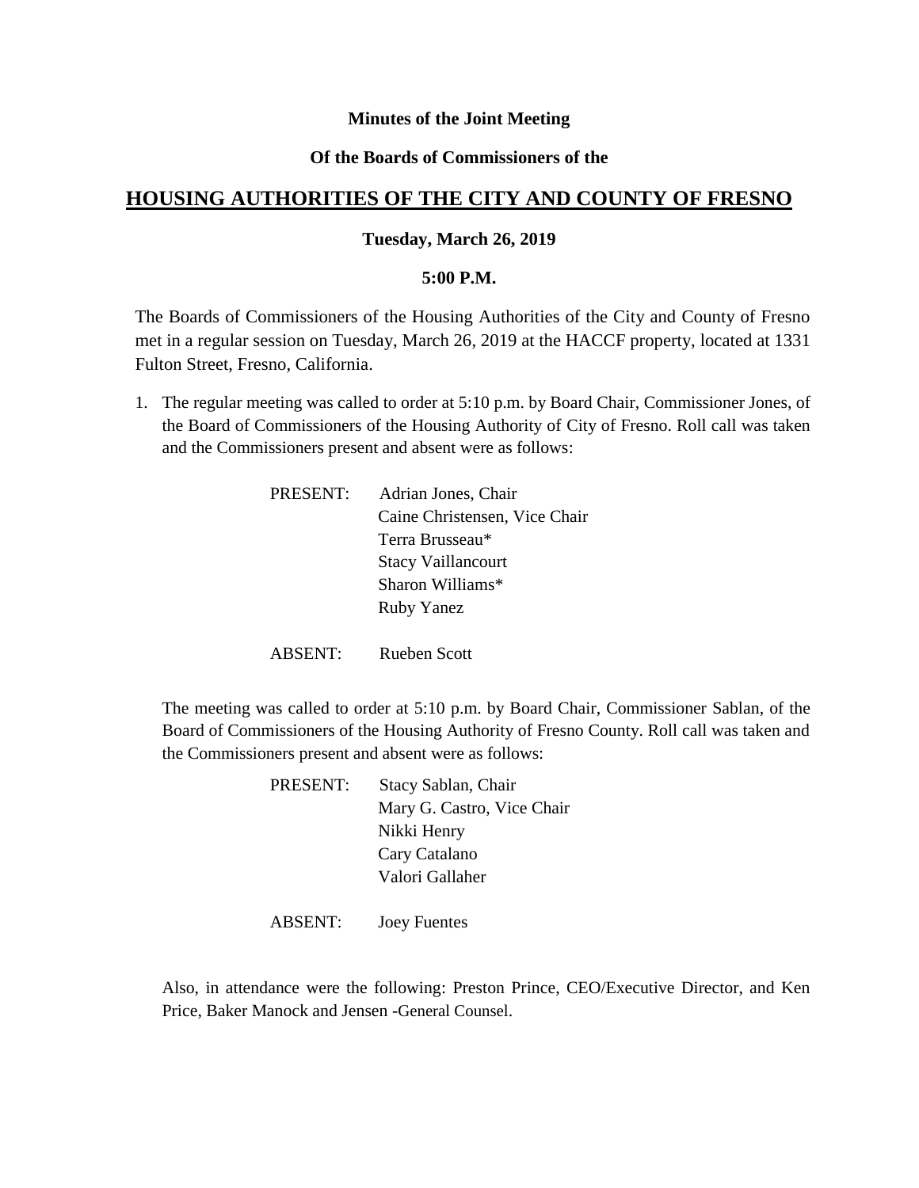**Minutes of the Joint Meeting**

**Of the Boards of Commissioners of the**

# HOUSING AUTHORITIES OF THE CITY AND COUNTY OF FRESNO

**Tuesday, March 26, 2019**

**5:00 P.M.**

The Boards of Commissioners of the Housing Authorities of the City and County of Fresno met in a regular session on Tuesday, March 26, 2019 at the HACCF property, located at 1331 Fulton Street, Fresno, California.

1. The regular meeting was called to order at 5:10 p.m. by Board Chair, Commissioner Jones, of the Board of Commissioners of the Housing Authority of City of Fresno. Roll call was taken and the Commissioners present and absent were as follows:

   PRESENT: Adrian Jones, Chair
   Caine Christensen, Vice Chair
   Terra Brusseau*
   Stacy Vaillancourt
   Sharon Williams*
   Ruby Yanez

   ABSENT: Rueben Scott

   The meeting was called to order at 5:10 p.m. by Board Chair, Commissioner Sablan, of the Board of Commissioners of the Housing Authority of Fresno County. Roll call was taken and the Commissioners present and absent were as follows:

   PRESENT: Stacy Sablan, Chair
   Mary G. Castro, Vice Chair
   Nikki Henry
   Cary Catalano
   Valori Gallaher

   ABSENT: Joey Fuentes

   Also, in attendance were the following: Preston Prince, CEO/Executive Director, and Ken Price, Baker Manock and Jensen -General Counsel.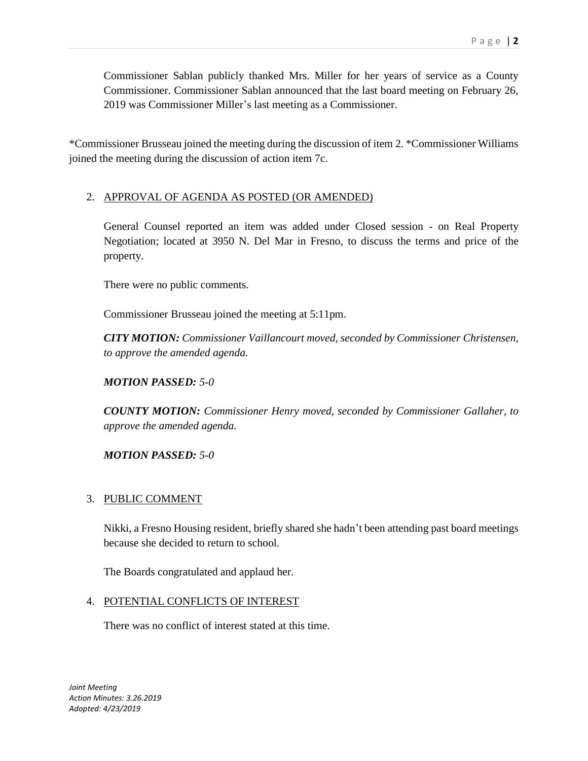Commissioner Sablan publicly thanked Mrs. Miller for her years of service as a County Commissioner. Commissioner Sablan announced that the last board meeting on February 26, 2019 was Commissioner Miller's last meeting as a Commissioner.

*Commissioner Brusseau joined the meeting during the discussion of item 2. *Commissioner Williams joined the meeting during the discussion of action item 7c.

2. APPROVAL OF AGENDA AS POSTED (OR AMENDED)

   General Counsel reported an item was added under Closed session - on Real Property Negotiation; located at 3950 N. Del Mar in Fresno, to discuss the terms and price of the property.

   There were no public comments.

   Commissioner Brusseau joined the meeting at 5:11pm.

   ***CITY MOTION:*** *Commissioner Vaillancourt moved, seconded by Commissioner Christensen, to approve the amended agenda.*

   ***MOTION PASSED:*** *5-0*

   ***COUNTY MOTION:*** *Commissioner Henry moved, seconded by Commissioner Gallaher, to approve the amended agenda.*

   ***MOTION PASSED:*** *5-0*

3. PUBLIC COMMENT

   Nikki, a Fresno Housing resident, briefly shared she hadn't been attending past board meetings because she decided to return to school.

   The Boards congratulated and applaud her.

4. POTENTIAL CONFLICTS OF INTEREST

   There was no conflict of interest stated at this time.

*Joint Meeting*
*Action Minutes: 3.26.2019*
*Adopted: 4/23/2019*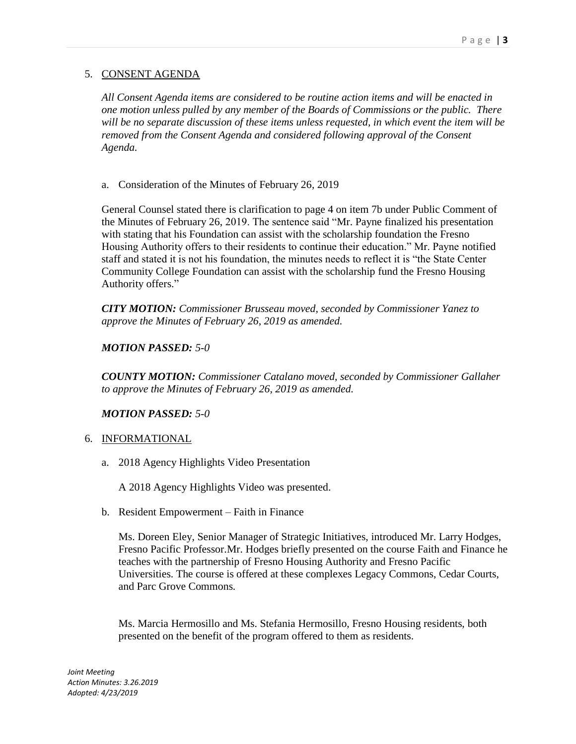5. CONSENT AGENDA

   *All Consent Agenda items are considered to be routine action items and will be enacted in one motion unless pulled by any member of the Boards of Commissions or the public. There will be no separate discussion of these items unless requested, in which event the item will be removed from the Consent Agenda and considered following approval of the Consent Agenda.*

   a. Consideration of the Minutes of February 26, 2019

   General Counsel stated there is clarification to page 4 on item 7b under Public Comment of the Minutes of February 26, 2019. The sentence said "Mr. Payne finalized his presentation with stating that his Foundation can assist with the scholarship foundation the Fresno Housing Authority offers to their residents to continue their education." Mr. Payne notified staff and stated it is not his foundation, the minutes needs to reflect it is "the State Center Community College Foundation can assist with the scholarship fund the Fresno Housing Authority offers."

   ***CITY MOTION:*** *Commissioner Brusseau moved, seconded by Commissioner Yanez to approve the Minutes of February 26, 2019 as amended.*

   ***MOTION PASSED:*** *5-0*

   ***COUNTY MOTION:*** *Commissioner Catalano moved, seconded by Commissioner Gallaher to approve the Minutes of February 26, 2019 as amended.*

   ***MOTION PASSED:*** *5-0*

6. INFORMATIONAL

   a. 2018 Agency Highlights Video Presentation

      A 2018 Agency Highlights Video was presented.

   b. Resident Empowerment – Faith in Finance

      Ms. Doreen Eley, Senior Manager of Strategic Initiatives, introduced Mr. Larry Hodges, Fresno Pacific Professor.Mr. Hodges briefly presented on the course Faith and Finance he teaches with the partnership of Fresno Housing Authority and Fresno Pacific Universities. The course is offered at these complexes Legacy Commons, Cedar Courts, and Parc Grove Commons.

      Ms. Marcia Hermosillo and Ms. Stefania Hermosillo, Fresno Housing residents, both presented on the benefit of the program offered to them as residents.

*Joint Meeting*
*Action Minutes: 3.26.2019*
*Adopted: 4/23/2019*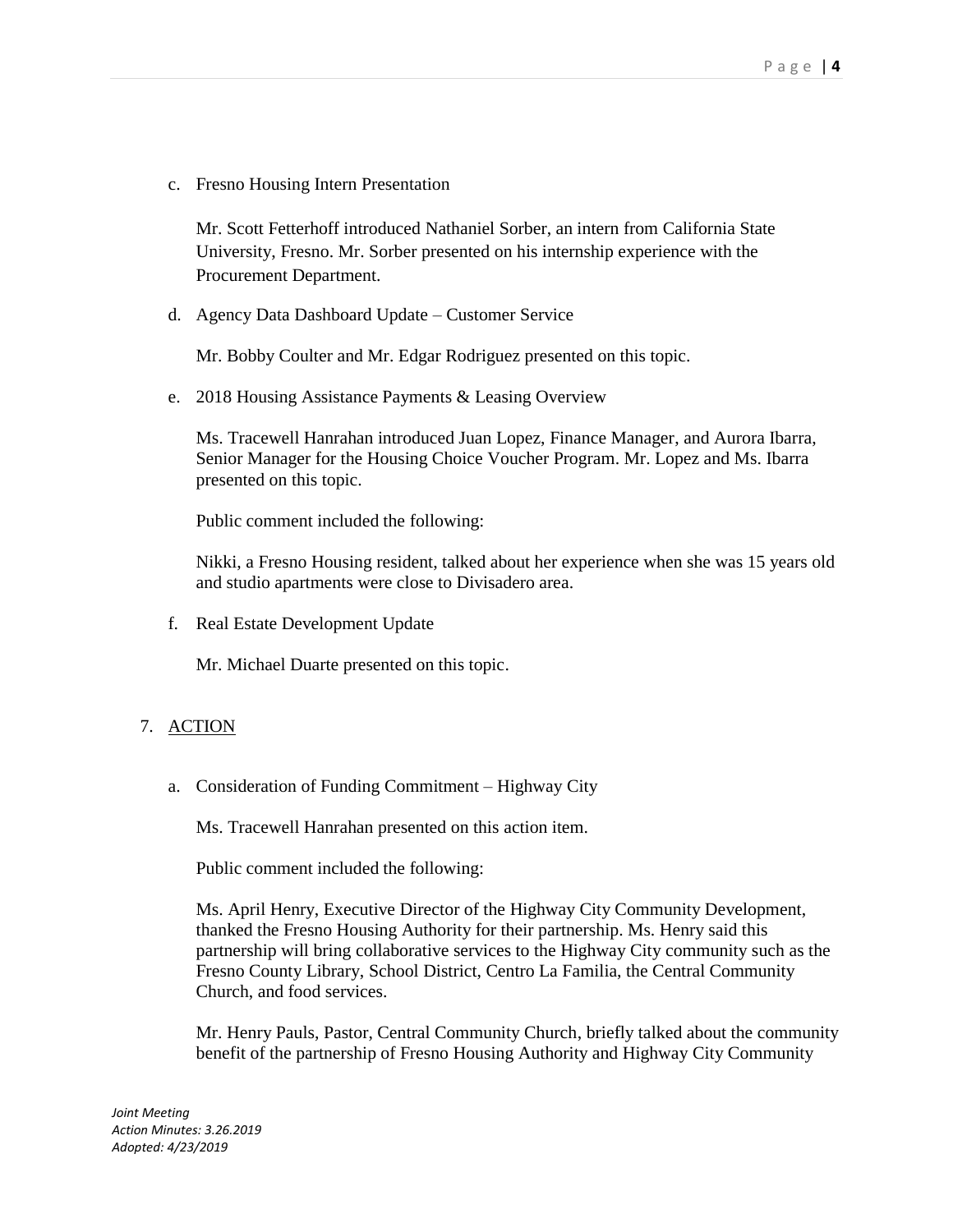c. Fresno Housing Intern Presentation

   Mr. Scott Fetterhoff introduced Nathaniel Sorber, an intern from California State University, Fresno. Mr. Sorber presented on his internship experience with the Procurement Department.

d. Agency Data Dashboard Update – Customer Service

   Mr. Bobby Coulter and Mr. Edgar Rodriguez presented on this topic.

e. 2018 Housing Assistance Payments & Leasing Overview

   Ms. Tracewell Hanrahan introduced Juan Lopez, Finance Manager, and Aurora Ibarra, Senior Manager for the Housing Choice Voucher Program. Mr. Lopez and Ms. Ibarra presented on this topic.

   Public comment included the following:

   Nikki, a Fresno Housing resident, talked about her experience when she was 15 years old and studio apartments were close to Divisadero area.

f. Real Estate Development Update

   Mr. Michael Duarte presented on this topic.

7. <u>ACTION</u>

a. Consideration of Funding Commitment – Highway City

   Ms. Tracewell Hanrahan presented on this action item.

   Public comment included the following:

   Ms. April Henry, Executive Director of the Highway City Community Development, thanked the Fresno Housing Authority for their partnership. Ms. Henry said this partnership will bring collaborative services to the Highway City community such as the Fresno County Library, School District, Centro La Familia, the Central Community Church, and food services.

   Mr. Henry Pauls, Pastor, Central Community Church, briefly talked about the community benefit of the partnership of Fresno Housing Authority and Highway City Community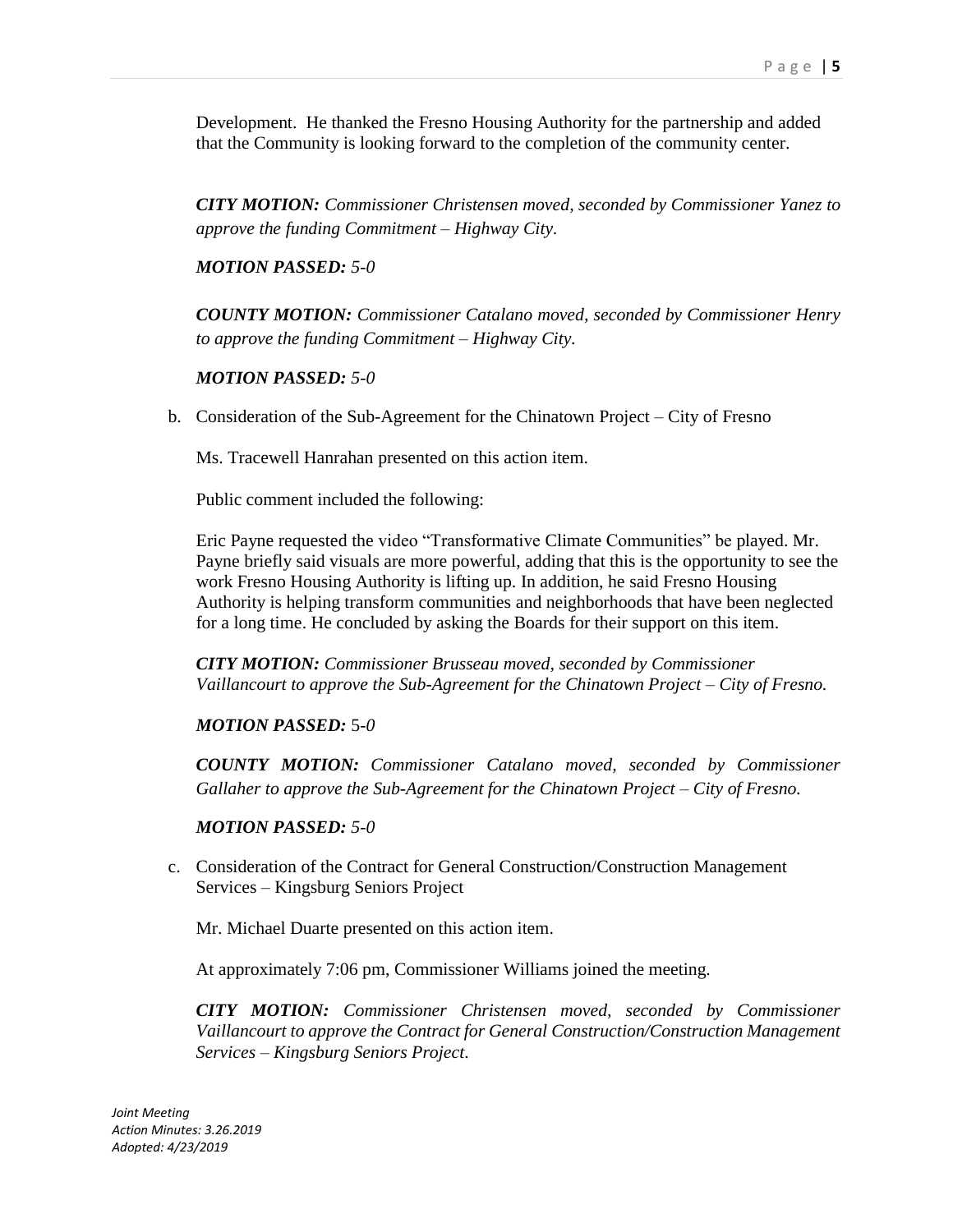Development. He thanked the Fresno Housing Authority for the partnership and added that the Community is looking forward to the completion of the community center.

***CITY MOTION:*** *Commissioner Christensen moved, seconded by Commissioner Yanez to approve the funding Commitment – Highway City.*

***MOTION PASSED:*** *5-0*

***COUNTY MOTION:*** *Commissioner Catalano moved, seconded by Commissioner Henry to approve the funding Commitment – Highway City.*

***MOTION PASSED:*** *5-0*

b. Consideration of the Sub-Agreement for the Chinatown Project – City of Fresno

Ms. Tracewell Hanrahan presented on this action item.

Public comment included the following:

Eric Payne requested the video "Transformative Climate Communities" be played. Mr. Payne briefly said visuals are more powerful, adding that this is the opportunity to see the work Fresno Housing Authority is lifting up. In addition, he said Fresno Housing Authority is helping transform communities and neighborhoods that have been neglected for a long time. He concluded by asking the Boards for their support on this item.

***CITY MOTION:*** *Commissioner Brusseau moved, seconded by Commissioner Vaillancourt to approve the Sub-Agreement for the Chinatown Project – City of Fresno.*

***MOTION PASSED:*** 5-*0*

***COUNTY MOTION:*** *Commissioner Catalano moved, seconded by Commissioner Gallaher to approve the Sub-Agreement for the Chinatown Project – City of Fresno.*

***MOTION PASSED:*** *5-0*

c. Consideration of the Contract for General Construction/Construction Management Services – Kingsburg Seniors Project

Mr. Michael Duarte presented on this action item.

At approximately 7:06 pm, Commissioner Williams joined the meeting.

***CITY MOTION:*** *Commissioner Christensen moved, seconded by Commissioner Vaillancourt to approve the Contract for General Construction/Construction Management Services – Kingsburg Seniors Project.*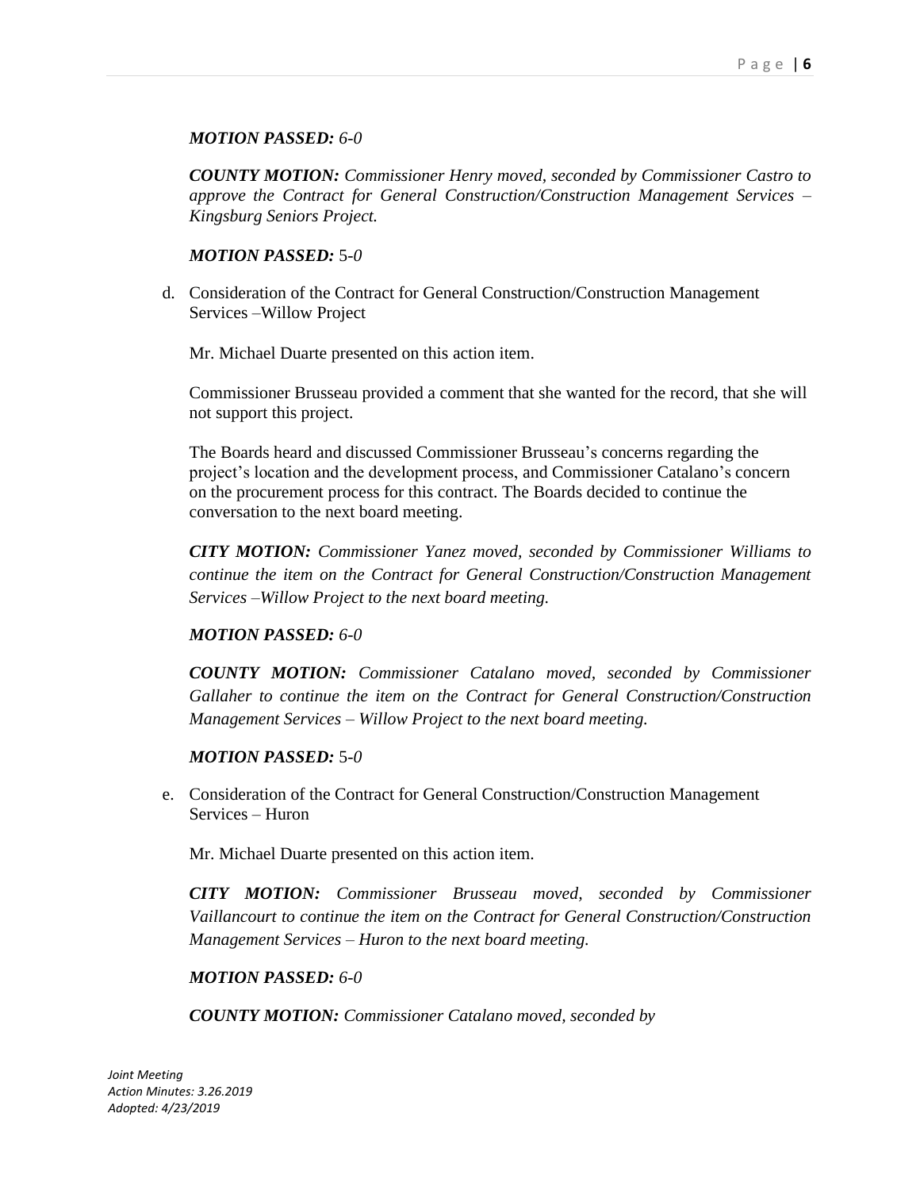***MOTION PASSED:** 6-0*

***COUNTY MOTION:** Commissioner Henry moved, seconded by Commissioner Castro to approve the Contract for General Construction/Construction Management Services – Kingsburg Seniors Project.*

***MOTION PASSED:*** 5-*0*

d. Consideration of the Contract for General Construction/Construction Management Services –Willow Project

Mr. Michael Duarte presented on this action item.

Commissioner Brusseau provided a comment that she wanted for the record, that she will not support this project.

The Boards heard and discussed Commissioner Brusseau's concerns regarding the project's location and the development process, and Commissioner Catalano's concern on the procurement process for this contract. The Boards decided to continue the conversation to the next board meeting.

***CITY MOTION:** Commissioner Yanez moved, seconded by Commissioner Williams to continue the item on the Contract for General Construction/Construction Management Services –Willow Project to the next board meeting.*

***MOTION PASSED:** 6-0*

***COUNTY MOTION:** Commissioner Catalano moved, seconded by Commissioner Gallaher to continue the item on the Contract for General Construction/Construction Management Services – Willow Project to the next board meeting.*

***MOTION PASSED:*** 5-*0*

e. Consideration of the Contract for General Construction/Construction Management Services – Huron

Mr. Michael Duarte presented on this action item.

***CITY MOTION:** Commissioner Brusseau moved, seconded by Commissioner Vaillancourt to continue the item on the Contract for General Construction/Construction Management Services – Huron to the next board meeting.*

***MOTION PASSED:** 6-0*

***COUNTY MOTION:** Commissioner Catalano moved, seconded by*

*Joint Meeting*
*Action Minutes: 3.26.2019*
*Adopted: 4/23/2019*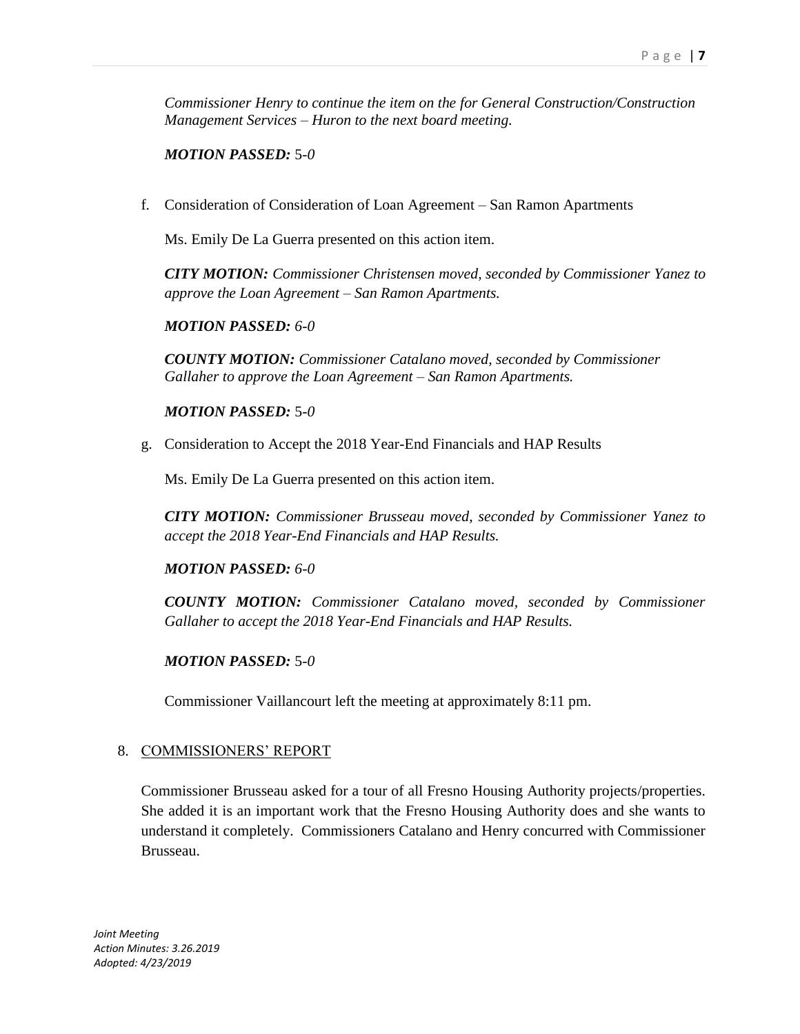*Commissioner Henry to continue the item on the for General Construction/Construction Management Services – Huron to the next board meeting.*

***MOTION PASSED:*** 5-*0*

f. Consideration of Consideration of Loan Agreement – San Ramon Apartments

   Ms. Emily De La Guerra presented on this action item.

   ***CITY MOTION:*** *Commissioner Christensen moved, seconded by Commissioner Yanez to approve the Loan Agreement – San Ramon Apartments.*

   ***MOTION PASSED:*** *6-0*

   ***COUNTY MOTION:*** *Commissioner Catalano moved, seconded by Commissioner Gallaher to approve the Loan Agreement – San Ramon Apartments.*

   ***MOTION PASSED:*** 5-*0*

g. Consideration to Accept the 2018 Year-End Financials and HAP Results

   Ms. Emily De La Guerra presented on this action item.

   ***CITY MOTION:*** *Commissioner Brusseau moved, seconded by Commissioner Yanez to accept the 2018 Year-End Financials and HAP Results.*

   ***MOTION PASSED:*** *6-0*

   ***COUNTY MOTION:*** *Commissioner Catalano moved, seconded by Commissioner Gallaher to accept the 2018 Year-End Financials and HAP Results.*

   ***MOTION PASSED:*** 5-*0*

   Commissioner Vaillancourt left the meeting at approximately 8:11 pm.

8. COMMISSIONERS' REPORT

   Commissioner Brusseau asked for a tour of all Fresno Housing Authority projects/properties. She added it is an important work that the Fresno Housing Authority does and she wants to understand it completely. Commissioners Catalano and Henry concurred with Commissioner Brusseau.

*Joint Meeting*
*Action Minutes: 3.26.2019*
*Adopted: 4/23/2019*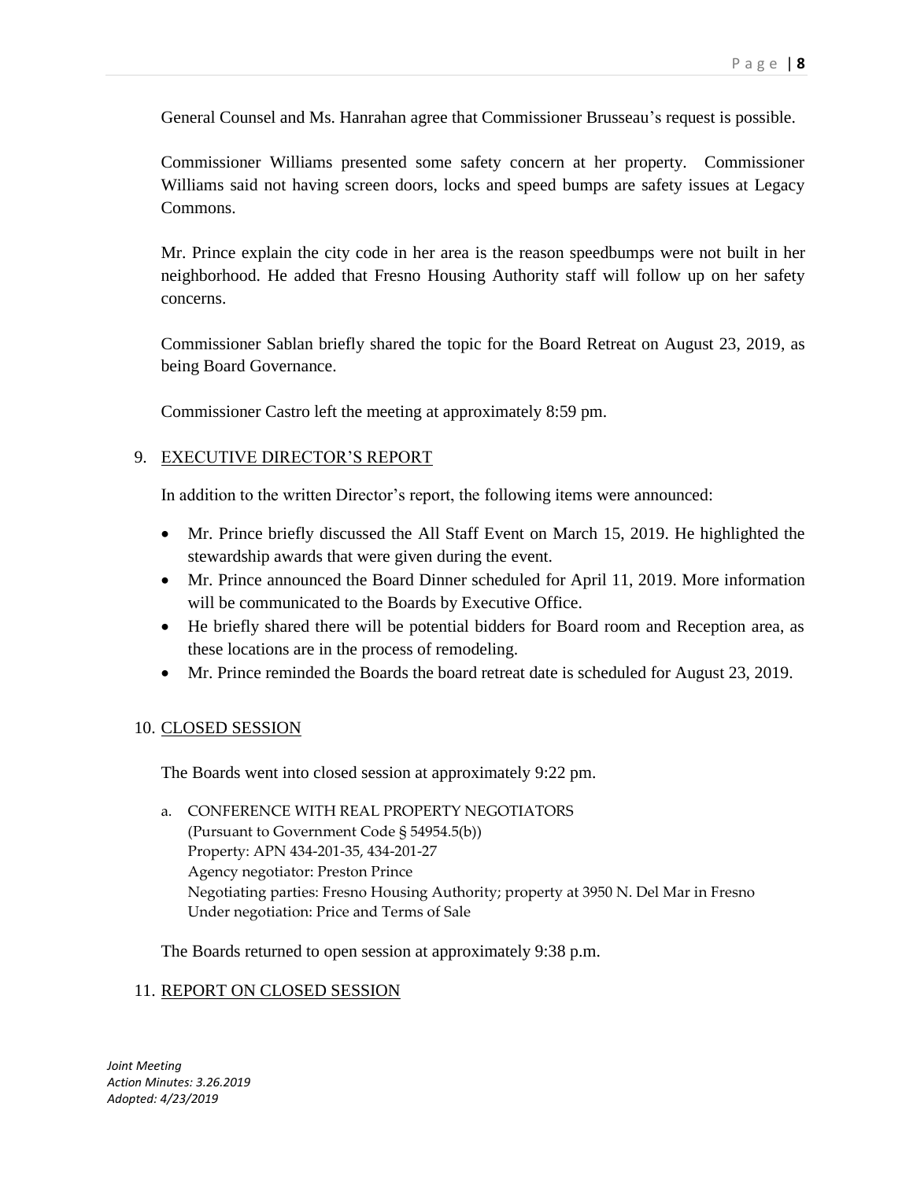General Counsel and Ms. Hanrahan agree that Commissioner Brusseau's request is possible.

Commissioner Williams presented some safety concern at her property. Commissioner Williams said not having screen doors, locks and speed bumps are safety issues at Legacy Commons.

Mr. Prince explain the city code in her area is the reason speedbumps were not built in her neighborhood. He added that Fresno Housing Authority staff will follow up on her safety concerns.

Commissioner Sablan briefly shared the topic for the Board Retreat on August 23, 2019, as being Board Governance.

Commissioner Castro left the meeting at approximately 8:59 pm.

9. EXECUTIVE DIRECTOR'S REPORT

   In addition to the written Director's report, the following items were announced:

   - Mr. Prince briefly discussed the All Staff Event on March 15, 2019. He highlighted the stewardship awards that were given during the event.
   - Mr. Prince announced the Board Dinner scheduled for April 11, 2019. More information will be communicated to the Boards by Executive Office.
   - He briefly shared there will be potential bidders for Board room and Reception area, as these locations are in the process of remodeling.
   - Mr. Prince reminded the Boards the board retreat date is scheduled for August 23, 2019.

10. CLOSED SESSION

    The Boards went into closed session at approximately 9:22 pm.

    a. CONFERENCE WITH REAL PROPERTY NEGOTIATORS
       (Pursuant to Government Code § 54954.5(b))
       Property: APN 434-201-35, 434-201-27
       Agency negotiator: Preston Prince
       Negotiating parties: Fresno Housing Authority; property at 3950 N. Del Mar in Fresno
       Under negotiation: Price and Terms of Sale

    The Boards returned to open session at approximately 9:38 p.m.

11. REPORT ON CLOSED SESSION

*Joint Meeting*
*Action Minutes: 3.26.2019*
*Adopted: 4/23/2019*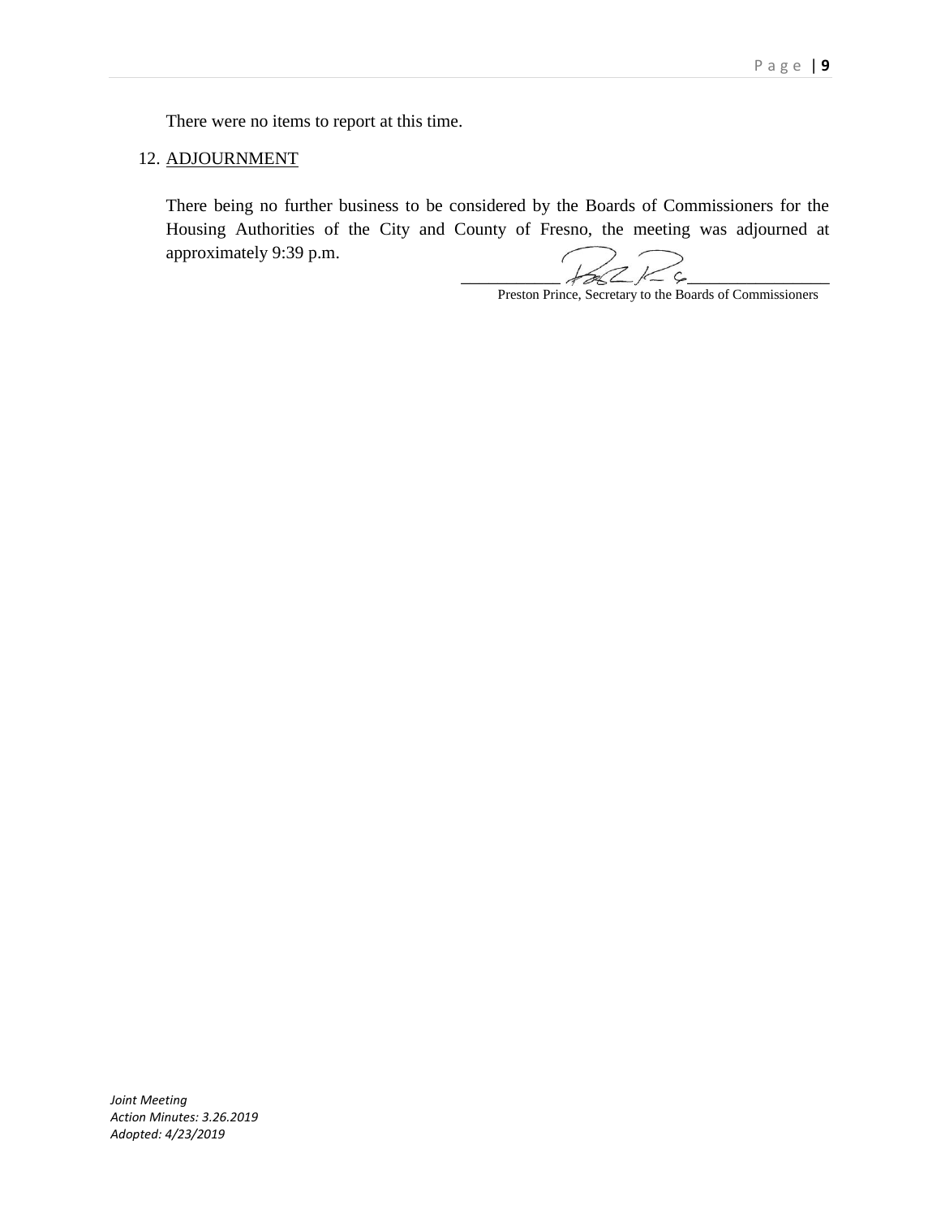There were no items to report at this time.

12. ADJOURNMENT

There being no further business to be considered by the Boards of Commissioners for the Housing Authorities of the City and County of Fresno, the meeting was adjourned at approximately 9:39 p.m.

Preston Prince, Secretary to the Boards of Commissioners

*Joint Meeting*
*Action Minutes: 3.26.2019*
*Adopted: 4/23/2019*